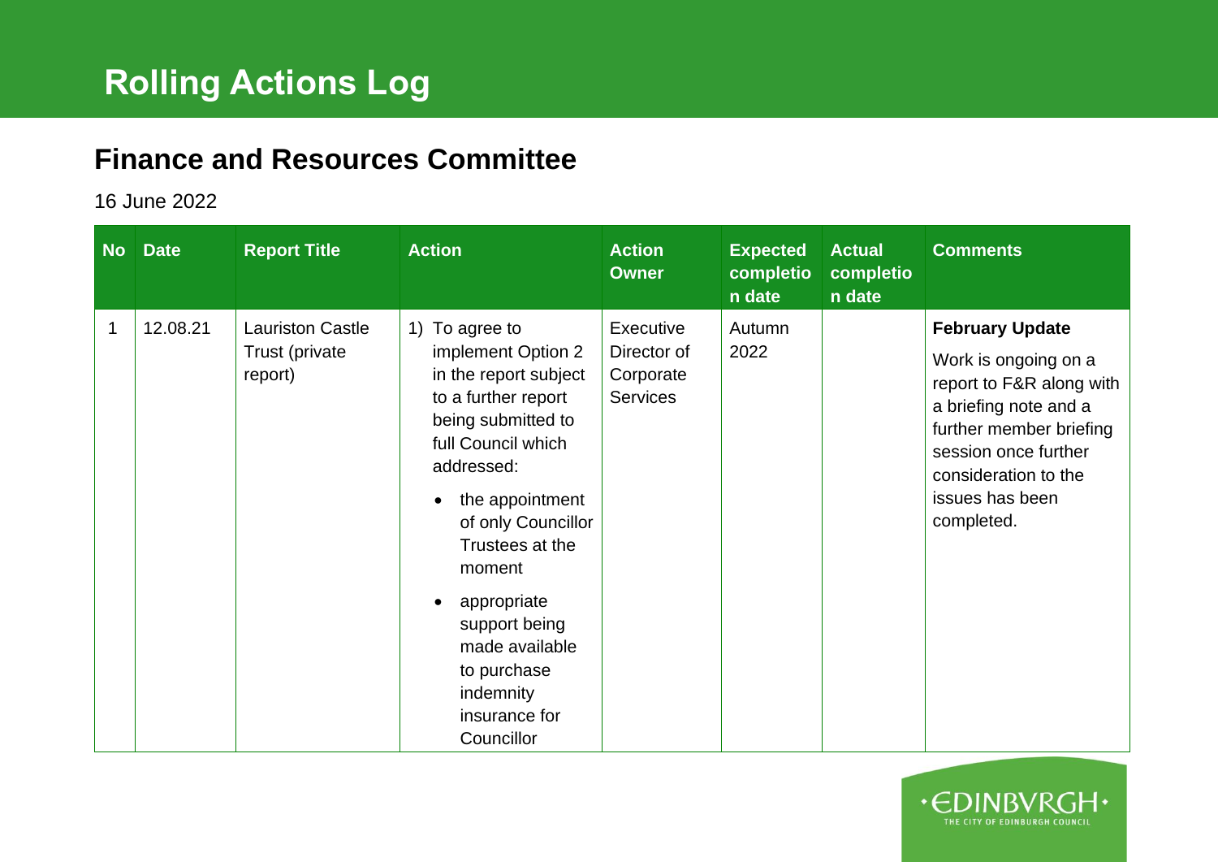# Rolling Actions Log

## Finance and Resources Committee

16 June 2022

| No | Date | Report Title | Action | Action Owner | Expected completion date | Actual completion date | Comments |
|---|---|---|---|---|---|---|---|
| 1 | 12.08.21 | Lauriston Castle Trust (private report) | 1) To agree to implement Option 2 in the report subject to a further report being submitted to full Council which addressed: <br>• the appointment of only Councillor Trustees at the moment <br>• appropriate support being made available to purchase indemnity insurance for Councillor | Executive Director of Corporate Services | Autumn 2022 | | **February Update** <br>Work is ongoing on a report to F&R along with a briefing note and a further member briefing session once further consideration to the issues has been completed. |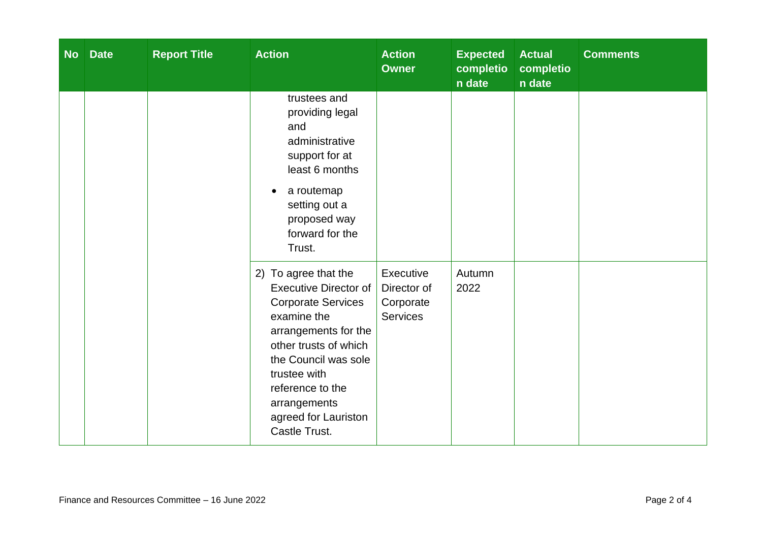| No | Date | Report Title | Action | Action Owner | Expected completion date | Actual completion date | Comments |
|---|---|---|---|---|---|---|---|
| | | | trustees and providing legal and administrative support for at least 6 months<br>• a routemap setting out a proposed way forward for the Trust. | | | | |
| | | | 2) To agree that the Executive Director of Corporate Services examine the arrangements for the other trusts of which the Council was sole trustee with reference to the arrangements agreed for Lauriston Castle Trust. | Executive Director of Corporate Services | Autumn 2022 | | |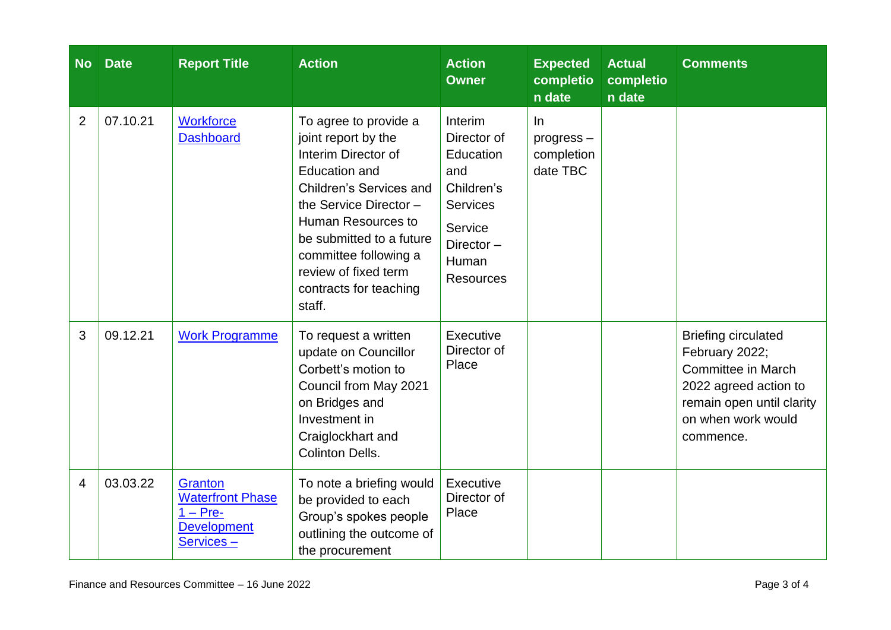| No | Date | Report Title | Action | Action Owner | Expected completion date | Actual completion date | Comments |
|---|---|---|---|---|---|---|---|
| 2 | 07.10.21 | Workforce Dashboard | To agree to provide a joint report by the Interim Director of Education and Children's Services and the Service Director – Human Resources to be submitted to a future committee following a review of fixed term contracts for teaching staff. | Interim Director of Education and Children's Services<br><br>Service Director – Human Resources | In progress – completion date TBC | | |
| 3 | 09.12.21 | Work Programme | To request a written update on Councillor Corbett's motion to Council from May 2021 on Bridges and Investment in Craiglockhart and Colinton Dells. | Executive Director of Place | | | Briefing circulated February 2022; Committee in March 2022 agreed action to remain open until clarity on when work would commence. |
| 4 | 03.03.22 | Granton Waterfront Phase 1 – Pre-Development Services – | To note a briefing would be provided to each Group's spokes people outlining the outcome of the procurement | Executive Director of Place | | | |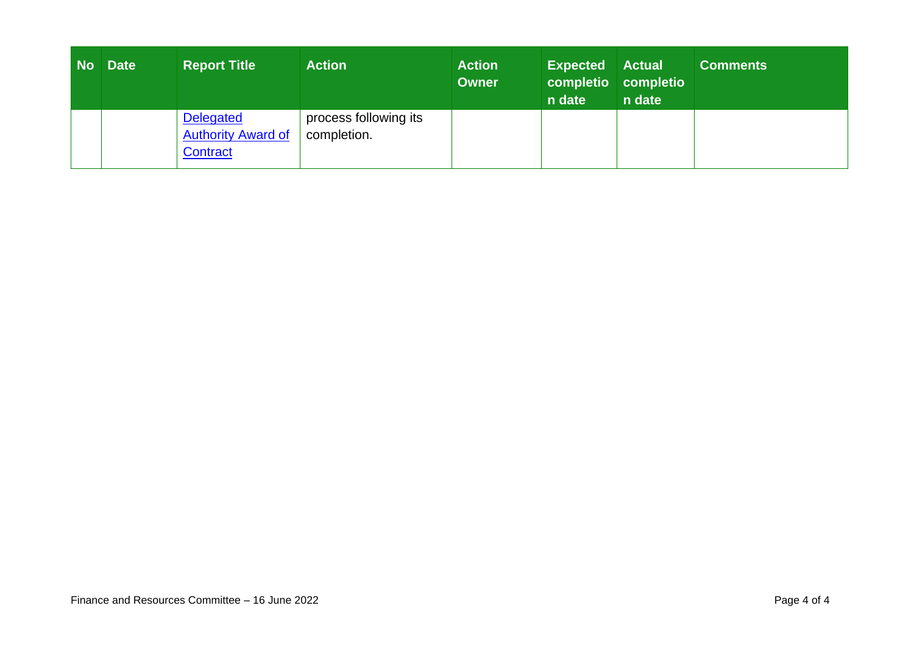| No | Date | Report Title | Action | Action Owner | Expected completion date | Actual completion date | Comments |
|---|---|---|---|---|---|---|---|
| | | Delegated Authority Award of Contract | process following its completion. | | | | |